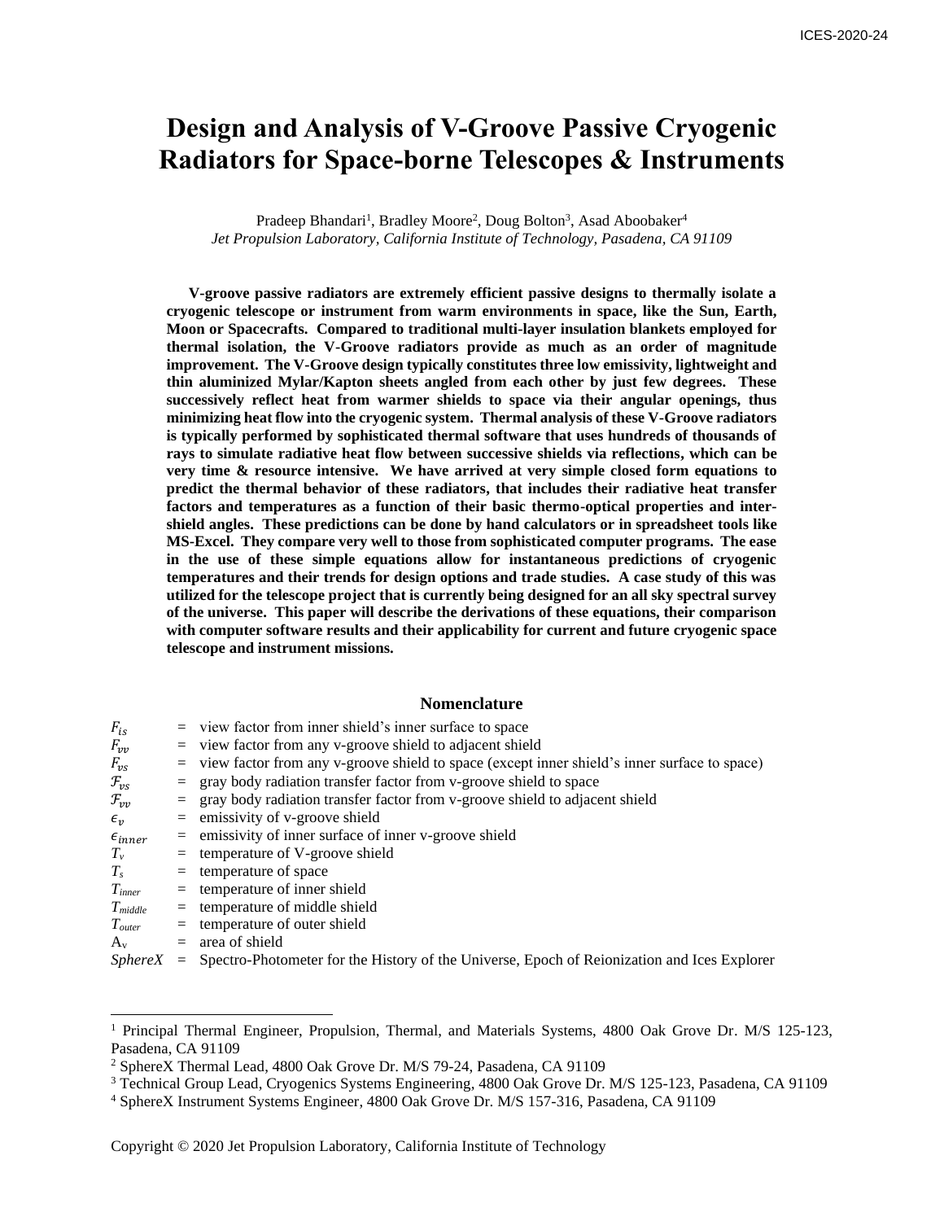# Design and Analysis of V-Groove Passive Cryogenic Radiators for Space-borne Telescopes & Instruments

Pradeep Bhandari[1], Bradley Moore[2], Doug Bolton[3], Asad Aboobaker[4]
*Jet Propulsion Laboratory, California Institute of Technology, Pasadena, CA 91109*

**V-groove passive radiators are extremely efficient passive designs to thermally isolate a cryogenic telescope or instrument from warm environments in space, like the Sun, Earth, Moon or Spacecrafts. Compared to traditional multi-layer insulation blankets employed for thermal isolation, the V-Groove radiators provide as much as an order of magnitude improvement. The V-Groove design typically constitutes three low emissivity, lightweight and thin aluminized Mylar/Kapton sheets angled from each other by just few degrees. These successively reflect heat from warmer shields to space via their angular openings, thus minimizing heat flow into the cryogenic system. Thermal analysis of these V-Groove radiators is typically performed by sophisticated thermal software that uses hundreds of thousands of rays to simulate radiative heat flow between successive shields via reflections, which can be very time & resource intensive. We have arrived at very simple closed form equations to predict the thermal behavior of these radiators, that includes their radiative heat transfer factors and temperatures as a function of their basic thermo-optical properties and inter-shield angles. These predictions can be done by hand calculators or in spreadsheet tools like MS-Excel. They compare very well to those from sophisticated computer programs. The ease in the use of these simple equations allow for instantaneous predictions of cryogenic temperatures and their trends for design options and trade studies. A case study of this was utilized for the telescope project that is currently being designed for an all sky spectral survey of the universe. This paper will describe the derivations of these equations, their comparison with computer software results and their applicability for current and future cryogenic space telescope and instrument missions.**

## Nomenclature

| | | |
|---|---|---|
| $F_{is}$ | = | view factor from inner shield's inner surface to space |
| $F_{vv}$ | = | view factor from any v-groove shield to adjacent shield |
| $F_{vs}$ | = | view factor from any v-groove shield to space (except inner shield's inner surface to space) |
| $\mathcal{F}_{vs}$ | = | gray body radiation transfer factor from v-groove shield to space |
| $\mathcal{F}_{vv}$ | = | gray body radiation transfer factor from v-groove shield to adjacent shield |
| $\epsilon_v$ | = | emissivity of v-groove shield |
| $\epsilon_{inner}$ | = | emissivity of inner surface of inner v-groove shield |
| $T_v$ | = | temperature of V-groove shield |
| $T_s$ | = | temperature of space |
| $T_{inner}$ | = | temperature of inner shield |
| $T_{middle}$ | = | temperature of middle shield |
| $T_{outer}$ | = | temperature of outer shield |
| $A_v$ | = | area of shield |
| *SphereX* | = | Spectro-Photometer for the History of the Universe, Epoch of Reionization and Ices Explorer |

[1] Principal Thermal Engineer, Propulsion, Thermal, and Materials Systems, 4800 Oak Grove Dr. M/S 125-123, Pasadena, CA 91109

[2] SphereX Thermal Lead, 4800 Oak Grove Dr. M/S 79-24, Pasadena, CA 91109

[3] Technical Group Lead, Cryogenics Systems Engineering, 4800 Oak Grove Dr. M/S 125-123, Pasadena, CA 91109

[4] SphereX Instrument Systems Engineer, 4800 Oak Grove Dr. M/S 157-316, Pasadena, CA 91109

Copyright © 2020 Jet Propulsion Laboratory, California Institute of Technology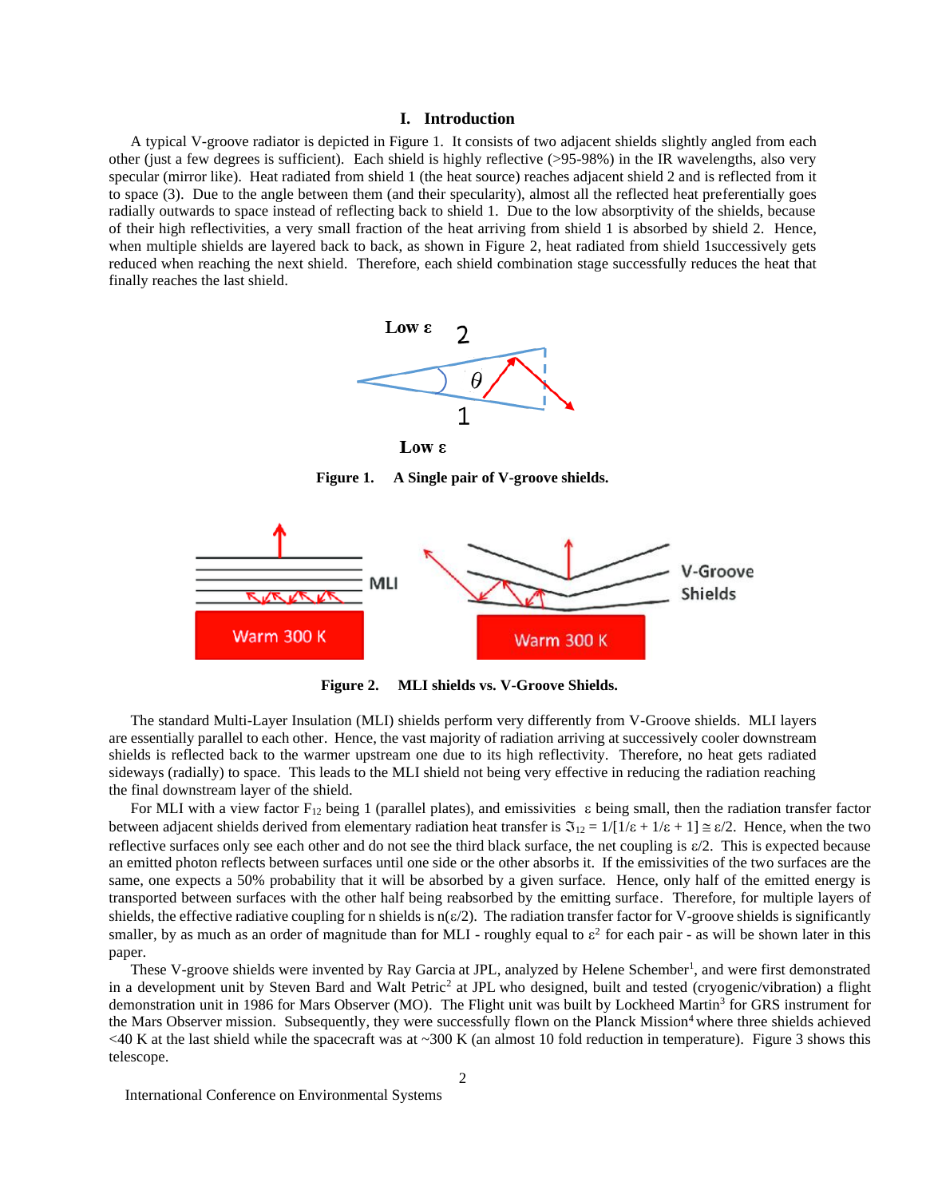## I. Introduction

A typical V-groove radiator is depicted in Figure 1. It consists of two adjacent shields slightly angled from each other (just a few degrees is sufficient). Each shield is highly reflective (>95-98%) in the IR wavelengths, also very specular (mirror like). Heat radiated from shield 1 (the heat source) reaches adjacent shield 2 and is reflected from it to space (3). Due to the angle between them (and their specularity), almost all the reflected heat preferentially goes radially outwards to space instead of reflecting back to shield 1. Due to the low absorptivity of the shields, because of their high reflectivities, a very small fraction of the heat arriving from shield 1 is absorbed by shield 2. Hence, when multiple shields are layered back to back, as shown in Figure 2, heat radiated from shield 1successively gets reduced when reaching the next shield. Therefore, each shield combination stage successfully reduces the heat that finally reaches the last shield.

**Figure 1. A Single pair of V-groove shields.**

**Figure 2. MLI shields vs. V-Groove Shields.**

The standard Multi-Layer Insulation (MLI) shields perform very differently from V-Groove shields. MLI layers are essentially parallel to each other. Hence, the vast majority of radiation arriving at successively cooler downstream shields is reflected back to the warmer upstream one due to its high reflectivity. Therefore, no heat gets radiated sideways (radially) to space. This leads to the MLI shield not being very effective in reducing the radiation reaching the final downstream layer of the shield.

For MLI with a view factor $F_{12}$ being 1 (parallel plates), and emissivities $\varepsilon$ being small, then the radiation transfer factor between adjacent shields derived from elementary radiation heat transfer is $\Im_{12} = 1/[1/\varepsilon + 1/\varepsilon + 1] \cong \varepsilon/2$. Hence, when the two reflective surfaces only see each other and do not see the third black surface, the net coupling is $\varepsilon/2$. This is expected because an emitted photon reflects between surfaces until one side or the other absorbs it. If the emissivities of the two surfaces are the same, one expects a 50% probability that it will be absorbed by a given surface. Hence, only half of the emitted energy is transported between surfaces with the other half being reabsorbed by the emitting surface. Therefore, for multiple layers of shields, the effective radiative coupling for n shields is $n(\varepsilon/2)$. The radiation transfer factor for V-groove shields is significantly smaller, by as much as an order of magnitude than for MLI - roughly equal to $\varepsilon^2$ for each pair - as will be shown later in this paper.

These V-groove shields were invented by Ray Garcia at JPL, analyzed by Helene Schember[1], and were first demonstrated in a development unit by Steven Bard and Walt Petric[2] at JPL who designed, built and tested (cryogenic/vibration) a flight demonstration unit in 1986 for Mars Observer (MO). The Flight unit was built by Lockheed Martin[3] for GRS instrument for the Mars Observer mission. Subsequently, they were successfully flown on the Planck Mission[4] where three shields achieved <40 K at the last shield while the spacecraft was at ~300 K (an almost 10 fold reduction in temperature). Figure 3 shows this telescope.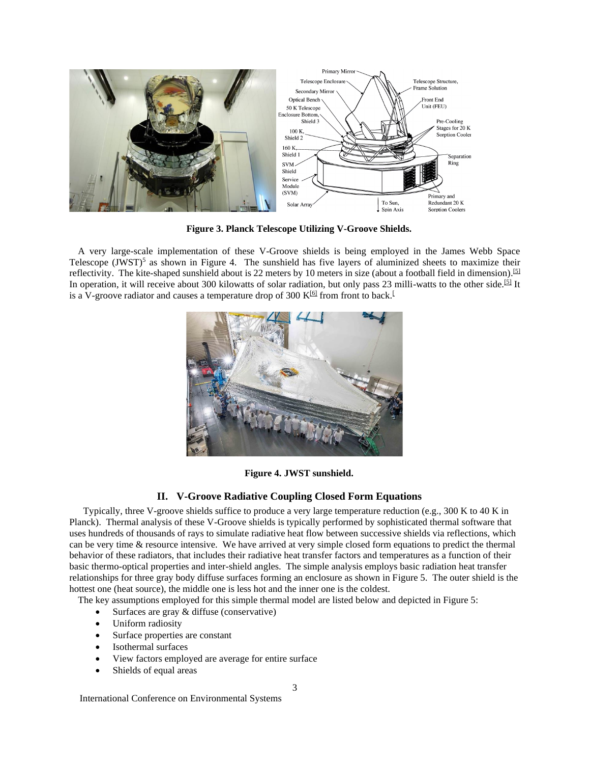Figure 3. Planck Telescope Utilizing V-Groove Shields.

A very large-scale implementation of these V-Groove shields is being employed in the James Webb Space Telescope (JWST)[5] as shown in Figure 4. The sunshield has five layers of aluminized sheets to maximize their reflectivity. The kite-shaped sunshield about is 22 meters by 10 meters in size (about a football field in dimension).[5] In operation, it will receive about 300 kilowatts of solar radiation, but only pass 23 milli-watts to the other side.[5] It is a V-groove radiator and causes a temperature drop of 300 K[6] from front to back.[

Figure 4. JWST sunshield.

## II. V-Groove Radiative Coupling Closed Form Equations

Typically, three V-groove shields suffice to produce a very large temperature reduction (e.g., 300 K to 40 K in Planck). Thermal analysis of these V-Groove shields is typically performed by sophisticated thermal software that uses hundreds of thousands of rays to simulate radiative heat flow between successive shields via reflections, which can be very time & resource intensive. We have arrived at very simple closed form equations to predict the thermal behavior of these radiators, that includes their radiative heat transfer factors and temperatures as a function of their basic thermo-optical properties and inter-shield angles. The simple analysis employs basic radiation heat transfer relationships for three gray body diffuse surfaces forming an enclosure as shown in Figure 5. The outer shield is the hottest one (heat source), the middle one is less hot and the inner one is the coldest.

The key assumptions employed for this simple thermal model are listed below and depicted in Figure 5:

- Surfaces are gray & diffuse (conservative)
- Uniform radiosity
- Surface properties are constant
- Isothermal surfaces
- View factors employed are average for entire surface
- Shields of equal areas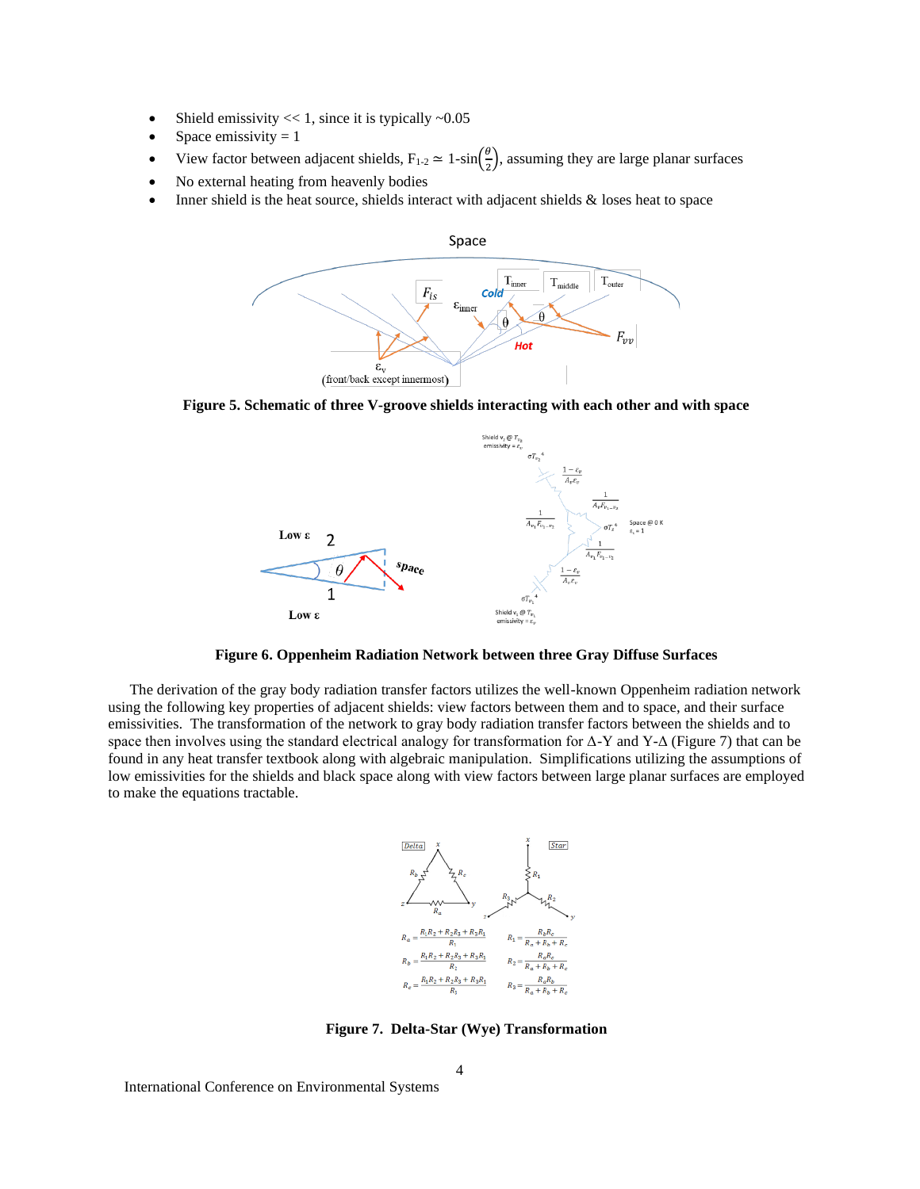- Shield emissivity << 1, since it is typically ~0.05
- Space emissivity = 1
- View factor between adjacent shields, $F_{1\text{-}2} \simeq 1\text{-}\sin\left(\frac{\theta}{2}\right)$, assuming they are large planar surfaces
- No external heating from heavenly bodies
- Inner shield is the heat source, shields interact with adjacent shields & loses heat to space

**Figure 5. Schematic of three V-groove shields interacting with each other and with space**

**Figure 6. Oppenheim Radiation Network between three Gray Diffuse Surfaces**

The derivation of the gray body radiation transfer factors utilizes the well-known Oppenheim radiation network using the following key properties of adjacent shields: view factors between them and to space, and their surface emissivities. The transformation of the network to gray body radiation transfer factors between the shields and to space then involves using the standard electrical analogy for transformation for Δ-Y and Y-Δ (Figure 7) that can be found in any heat transfer textbook along with algebraic manipulation. Simplifications utilizing the assumptions of low emissivities for the shields and black space along with view factors between large planar surfaces are employed to make the equations tractable.

$$R_a = \frac{R_1R_2 + R_2R_3 + R_3R_1}{R_1} \qquad R_1 = \frac{R_bR_c}{R_a + R_b + R_c}$$

$$R_b = \frac{R_1R_2 + R_2R_3 + R_3R_1}{R_2} \qquad R_2 = \frac{R_aR_c}{R_a + R_b + R_c}$$

$$R_c = \frac{R_1R_2 + R_2R_3 + R_3R_1}{R_3} \qquad R_3 = \frac{R_aR_b}{R_a + R_b + R_c}$$

**Figure 7. Delta-Star (Wye) Transformation**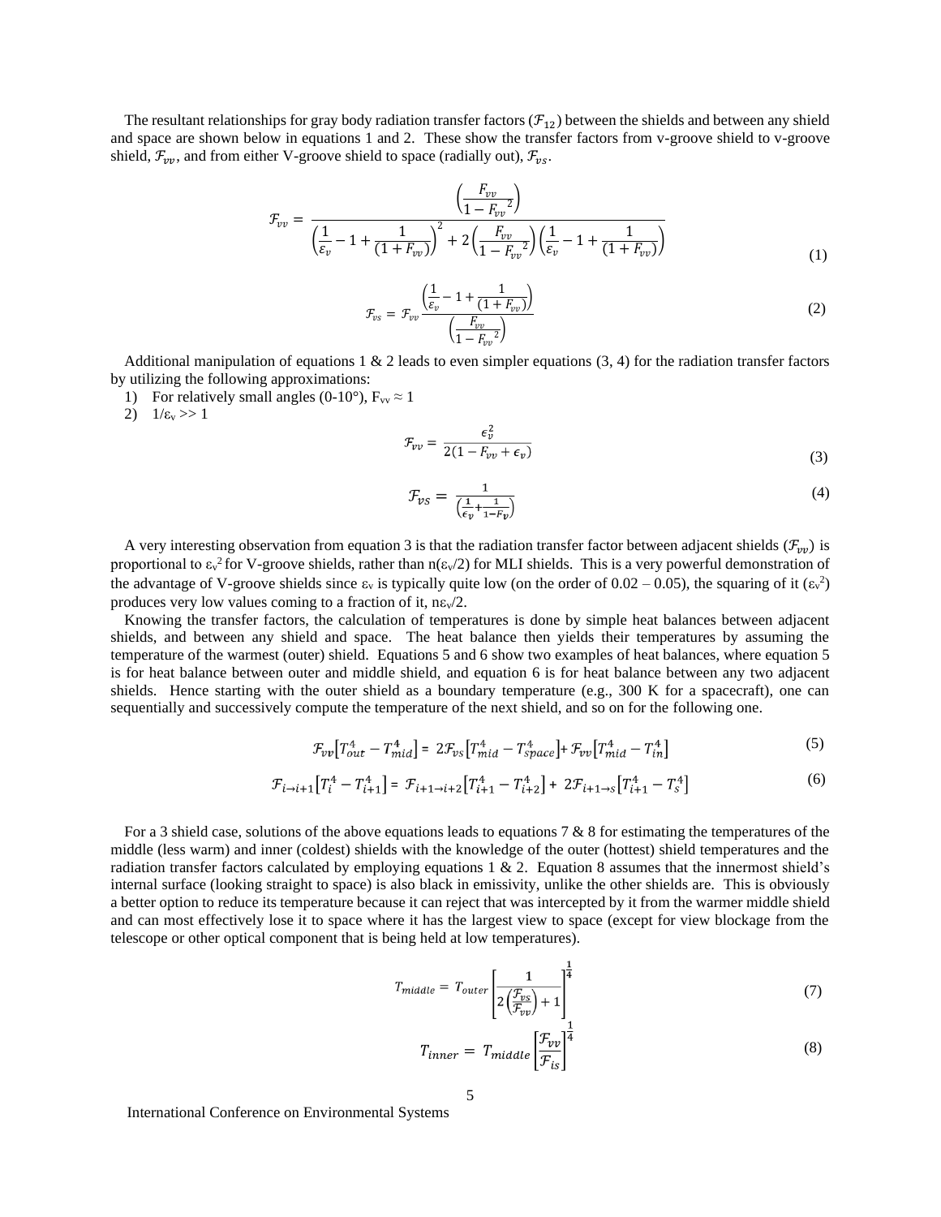The resultant relationships for gray body radiation transfer factors ($\mathcal{F}_{12}$) between the shields and between any shield and space are shown below in equations 1 and 2. These show the transfer factors from v-groove shield to v-groove shield, $\mathcal{F}_{vv}$, and from either V-groove shield to space (radially out), $\mathcal{F}_{vs}$.

$$\mathcal{F}_{vv} = \frac{\left(\frac{F_{vv}}{1 - F_{vv}^{\ 2}}\right)}{\left(\frac{1}{\varepsilon_v} - 1 + \frac{1}{(1 + F_{vv})}\right)^2 + 2\left(\frac{F_{vv}}{1 - F_{vv}^{\ 2}}\right)\left(\frac{1}{\varepsilon_v} - 1 + \frac{1}{(1 + F_{vv})}\right)} \tag{1}$$

$$\mathcal{F}_{vs} = \mathcal{F}_{vv} \frac{\left(\frac{1}{\varepsilon_v} - 1 + \frac{1}{(1 + F_{vv})}\right)}{\left(\frac{F_{vv}}{1 - F_{vv}^{\ 2}}\right)} \tag{2}$$

Additional manipulation of equations 1 & 2 leads to even simpler equations (3, 4) for the radiation transfer factors by utilizing the following approximations:

1) For relatively small angles (0-10°), $F_{vv} \approx 1$
2) $1/\varepsilon_v >> 1$

$$\mathcal{F}_{vv} = \frac{\epsilon_v^2}{2(1 - F_{vv} + \epsilon_v)} \tag{3}$$

$$\mathcal{F}_{vs} = \frac{1}{\left(\frac{1}{\epsilon_v} + \frac{1}{1 - F_v}\right)} \tag{4}$$

A very interesting observation from equation 3 is that the radiation transfer factor between adjacent shields ($\mathcal{F}_{vv}$) is proportional to $\varepsilon_v^2$ for V-groove shields, rather than $n(\varepsilon_v/2)$ for MLI shields. This is a very powerful demonstration of the advantage of V-groove shields since $\varepsilon_v$ is typically quite low (on the order of 0.02 – 0.05), the squaring of it ($\varepsilon_v^2$) produces very low values coming to a fraction of it, $n\varepsilon_v/2$.

Knowing the transfer factors, the calculation of temperatures is done by simple heat balances between adjacent shields, and between any shield and space. The heat balance then yields their temperatures by assuming the temperature of the warmest (outer) shield. Equations 5 and 6 show two examples of heat balances, where equation 5 is for heat balance between outer and middle shield, and equation 6 is for heat balance between any two adjacent shields. Hence starting with the outer shield as a boundary temperature (e.g., 300 K for a spacecraft), one can sequentially and successively compute the temperature of the next shield, and so on for the following one.

$$\mathcal{F}_{vv}\left[T_{out}^4 - T_{mid}^4\right] = 2\mathcal{F}_{vs}\left[T_{mid}^4 - T_{space}^4\right] + \mathcal{F}_{vv}\left[T_{mid}^4 - T_{in}^4\right] \tag{5}$$

$$\mathcal{F}_{i \to i+1}\left[T_i^4 - T_{i+1}^4\right] = \mathcal{F}_{i+1 \to i+2}\left[T_{i+1}^4 - T_{i+2}^4\right] + 2\mathcal{F}_{i+1 \to s}\left[T_{i+1}^4 - T_s^4\right] \tag{6}$$

For a 3 shield case, solutions of the above equations leads to equations 7 & 8 for estimating the temperatures of the middle (less warm) and inner (coldest) shields with the knowledge of the outer (hottest) shield temperatures and the radiation transfer factors calculated by employing equations 1 & 2. Equation 8 assumes that the innermost shield's internal surface (looking straight to space) is also black in emissivity, unlike the other shields are. This is obviously a better option to reduce its temperature because it can reject that was intercepted by it from the warmer middle shield and can most effectively lose it to space where it has the largest view to space (except for view blockage from the telescope or other optical component that is being held at low temperatures).

$$T_{middle} = T_{outer}\left[\frac{1}{2\left(\frac{\mathcal{F}_{vs}}{\mathcal{F}_{vv}}\right) + 1}\right]^{\frac{1}{4}} \tag{7}$$

$$T_{inner} = T_{middle}\left[\frac{\mathcal{F}_{vv}}{\mathcal{F}_{is}}\right]^{\frac{1}{4}} \tag{8}$$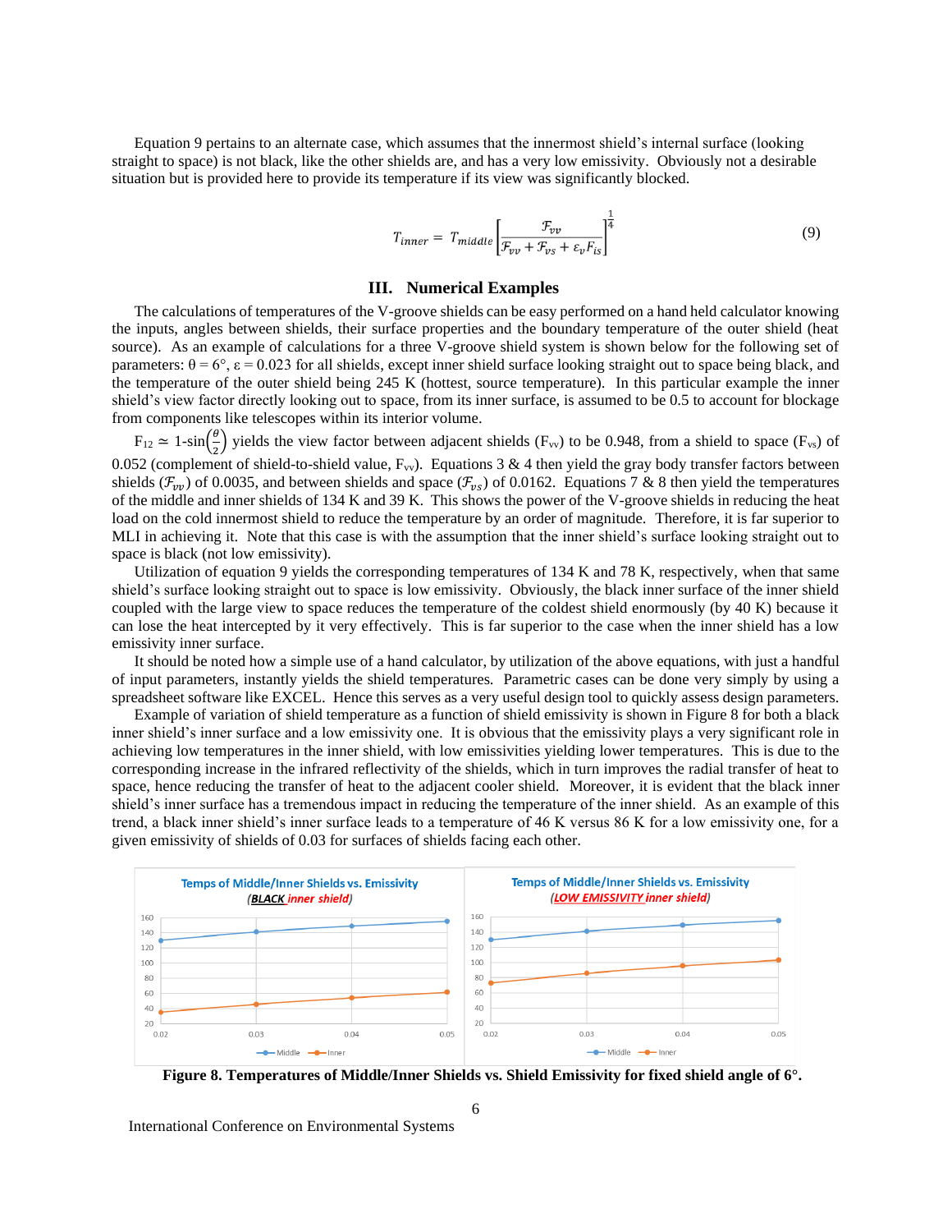Equation 9 pertains to an alternate case, which assumes that the innermost shield's internal surface (looking straight to space) is not black, like the other shields are, and has a very low emissivity. Obviously not a desirable situation but is provided here to provide its temperature if its view was significantly blocked.

$$T_{inner} = T_{middle}\left[\frac{\mathcal{F}_{vv}}{\mathcal{F}_{vv} + \mathcal{F}_{vs} + \varepsilon_v F_{is}}\right]^{\frac{1}{4}} \tag{9}$$

## III. Numerical Examples

The calculations of temperatures of the V-groove shields can be easy performed on a hand held calculator knowing the inputs, angles between shields, their surface properties and the boundary temperature of the outer shield (heat source). As an example of calculations for a three V-groove shield system is shown below for the following set of parameters: $\theta = 6°$, $\varepsilon = 0.023$ for all shields, except inner shield surface looking straight out to space being black, and the temperature of the outer shield being 245 K (hottest, source temperature). In this particular example the inner shield's view factor directly looking out to space, from its inner surface, is assumed to be 0.5 to account for blockage from components like telescopes within its interior volume.

$F_{12} \simeq 1\text{-}\sin\left(\frac{\theta}{2}\right)$ yields the view factor between adjacent shields ($F_{vv}$) to be 0.948, from a shield to space ($F_{vs}$) of 0.052 (complement of shield-to-shield value, $F_{vv}$). Equations 3 & 4 then yield the gray body transfer factors between shields ($\mathcal{F}_{vv}$) of 0.0035, and between shields and space ($\mathcal{F}_{vs}$) of 0.0162. Equations 7 & 8 then yield the temperatures of the middle and inner shields of 134 K and 39 K. This shows the power of the V-groove shields in reducing the heat load on the cold innermost shield to reduce the temperature by an order of magnitude. Therefore, it is far superior to MLI in achieving it. Note that this case is with the assumption that the inner shield's surface looking straight out to space is black (not low emissivity).

Utilization of equation 9 yields the corresponding temperatures of 134 K and 78 K, respectively, when that same shield's surface looking straight out to space is low emissivity. Obviously, the black inner surface of the inner shield coupled with the large view to space reduces the temperature of the coldest shield enormously (by 40 K) because it can lose the heat intercepted by it very effectively. This is far superior to the case when the inner shield has a low emissivity inner surface.

It should be noted how a simple use of a hand calculator, by utilization of the above equations, with just a handful of input parameters, instantly yields the shield temperatures. Parametric cases can be done very simply by using a spreadsheet software like EXCEL. Hence this serves as a very useful design tool to quickly assess design parameters.

Example of variation of shield temperature as a function of shield emissivity is shown in Figure 8 for both a black inner shield's inner surface and a low emissivity one. It is obvious that the emissivity plays a very significant role in achieving low temperatures in the inner shield, with low emissivities yielding lower temperatures. This is due to the corresponding increase in the infrared reflectivity of the shields, which in turn improves the radial transfer of heat to space, hence reducing the transfer of heat to the adjacent cooler shield. Moreover, it is evident that the black inner shield's inner surface has a tremendous impact in reducing the temperature of the inner shield. As an example of this trend, a black inner shield's inner surface leads to a temperature of 46 K versus 86 K for a low emissivity one, for a given emissivity of shields of 0.03 for surfaces of shields facing each other.

**Figure 8. Temperatures of Middle/Inner Shields vs. Shield Emissivity for fixed shield angle of 6°.**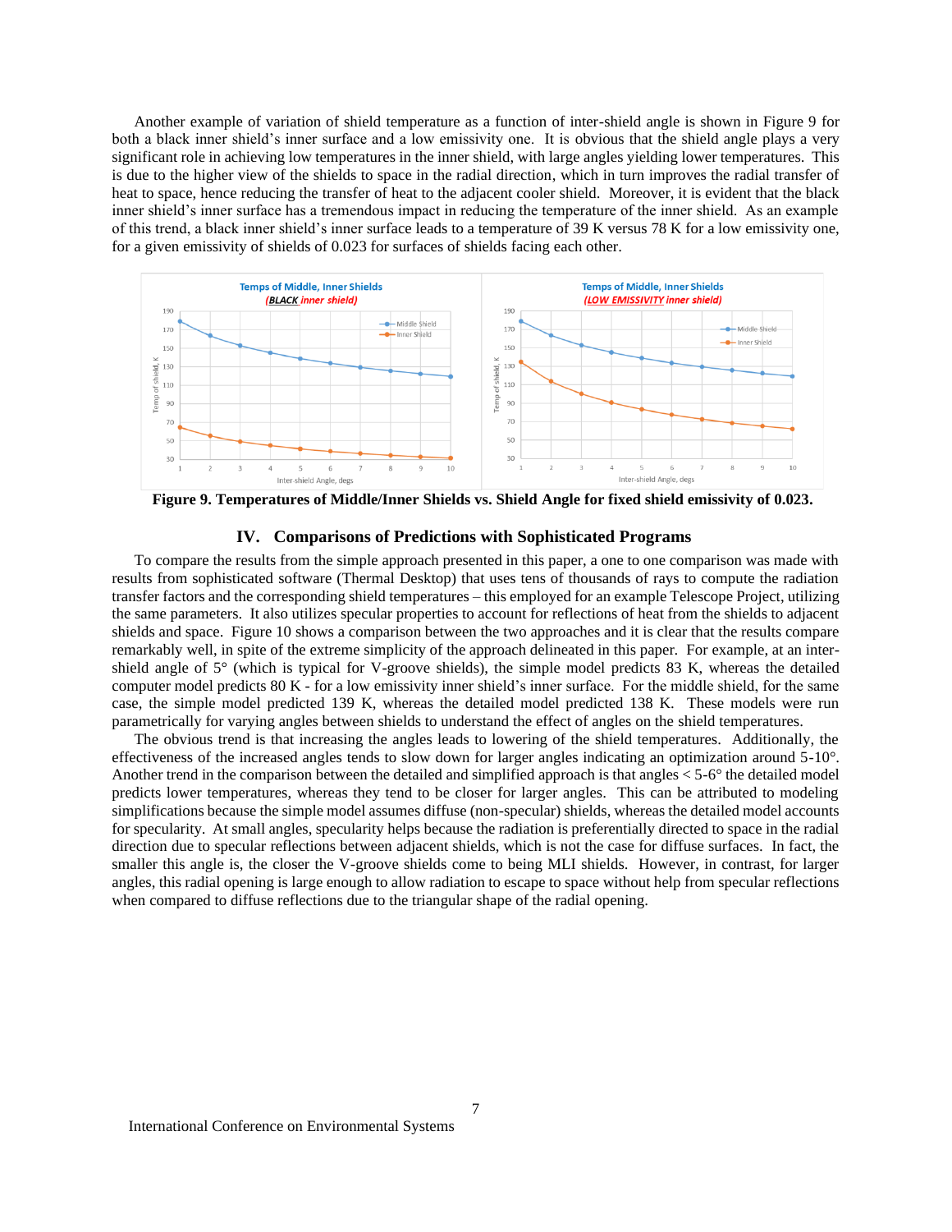Another example of variation of shield temperature as a function of inter-shield angle is shown in Figure 9 for both a black inner shield's inner surface and a low emissivity one. It is obvious that the shield angle plays a very significant role in achieving low temperatures in the inner shield, with large angles yielding lower temperatures. This is due to the higher view of the shields to space in the radial direction, which in turn improves the radial transfer of heat to space, hence reducing the transfer of heat to the adjacent cooler shield. Moreover, it is evident that the black inner shield's inner surface has a tremendous impact in reducing the temperature of the inner shield. As an example of this trend, a black inner shield's inner surface leads to a temperature of 39 K versus 78 K for a low emissivity one, for a given emissivity of shields of 0.023 for surfaces of shields facing each other.

**Figure 9. Temperatures of Middle/Inner Shields vs. Shield Angle for fixed shield emissivity of 0.023.**

## IV. Comparisons of Predictions with Sophisticated Programs

To compare the results from the simple approach presented in this paper, a one to one comparison was made with results from sophisticated software (Thermal Desktop) that uses tens of thousands of rays to compute the radiation transfer factors and the corresponding shield temperatures – this employed for an example Telescope Project, utilizing the same parameters. It also utilizes specular properties to account for reflections of heat from the shields to adjacent shields and space. Figure 10 shows a comparison between the two approaches and it is clear that the results compare remarkably well, in spite of the extreme simplicity of the approach delineated in this paper. For example, at an inter-shield angle of 5° (which is typical for V-groove shields), the simple model predicts 83 K, whereas the detailed computer model predicts 80 K - for a low emissivity inner shield's inner surface. For the middle shield, for the same case, the simple model predicted 139 K, whereas the detailed model predicted 138 K. These models were run parametrically for varying angles between shields to understand the effect of angles on the shield temperatures.

The obvious trend is that increasing the angles leads to lowering of the shield temperatures. Additionally, the effectiveness of the increased angles tends to slow down for larger angles indicating an optimization around 5-10°. Another trend in the comparison between the detailed and simplified approach is that angles < 5-6° the detailed model predicts lower temperatures, whereas they tend to be closer for larger angles. This can be attributed to modeling simplifications because the simple model assumes diffuse (non-specular) shields, whereas the detailed model accounts for specularity. At small angles, specularity helps because the radiation is preferentially directed to space in the radial direction due to specular reflections between adjacent shields, which is not the case for diffuse surfaces. In fact, the smaller this angle is, the closer the V-groove shields come to being MLI shields. However, in contrast, for larger angles, this radial opening is large enough to allow radiation to escape to space without help from specular reflections when compared to diffuse reflections due to the triangular shape of the radial opening.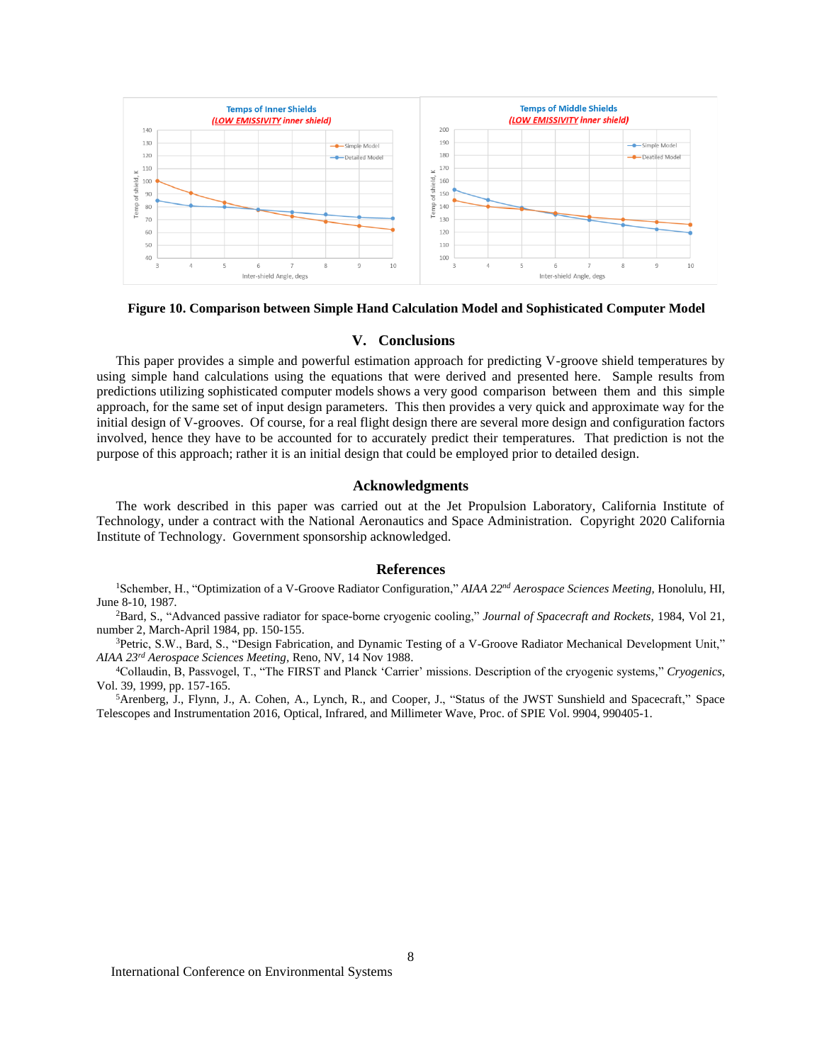Temps of Inner Shields
(LOW EMISSIVITY inner shield)

Temp of shield, K

140
130
120
110
100
90
80
70
60
50
40

3 4 5 6 7 8 9 10

Inter-shield Angle, degs

Simple Model
Detailed Model

Temps of Middle Shields
(LOW EMISSIVITY inner shield)

Temp of shield, K

200
190
180
170
160
150
140
130
120
110
100

3 4 5 6 7 8 9 10

Inter-shield Angle, degs

Simple Model
Deatiled Model

**Figure 10. Comparison between Simple Hand Calculation Model and Sophisticated Computer Model**

## V. Conclusions

This paper provides a simple and powerful estimation approach for predicting V-groove shield temperatures by using simple hand calculations using the equations that were derived and presented here. Sample results from predictions utilizing sophisticated computer models shows a very good comparison between them and this simple approach, for the same set of input design parameters. This then provides a very quick and approximate way for the initial design of V-grooves. Of course, for a real flight design there are several more design and configuration factors involved, hence they have to be accounted for to accurately predict their temperatures. That prediction is not the purpose of this approach; rather it is an initial design that could be employed prior to detailed design.

## Acknowledgments

The work described in this paper was carried out at the Jet Propulsion Laboratory, California Institute of Technology, under a contract with the National Aeronautics and Space Administration. Copyright 2020 California Institute of Technology. Government sponsorship acknowledged.

## References

[1]Schember, H., "Optimization of a V-Groove Radiator Configuration," *AIAA 22nd Aerospace Sciences Meeting*, Honolulu, HI, June 8-10, 1987.

[2]Bard, S., "Advanced passive radiator for space-borne cryogenic cooling," *Journal of Spacecraft and Rockets*, 1984, Vol 21, number 2, March-April 1984, pp. 150-155.

[3]Petric, S.W., Bard, S., "Design Fabrication, and Dynamic Testing of a V-Groove Radiator Mechanical Development Unit," *AIAA 23rd Aerospace Sciences Meeting*, Reno, NV, 14 Nov 1988.

[4]Collaudin, B, Passvogel, T., "The FIRST and Planck 'Carrier' missions. Description of the cryogenic systems," *Cryogenics*, Vol. 39, 1999, pp. 157-165.

[5]Arenberg, J., Flynn, J., A. Cohen, A., Lynch, R., and Cooper, J., "Status of the JWST Sunshield and Spacecraft," Space Telescopes and Instrumentation 2016, Optical, Infrared, and Millimeter Wave, Proc. of SPIE Vol. 9904, 990405-1.